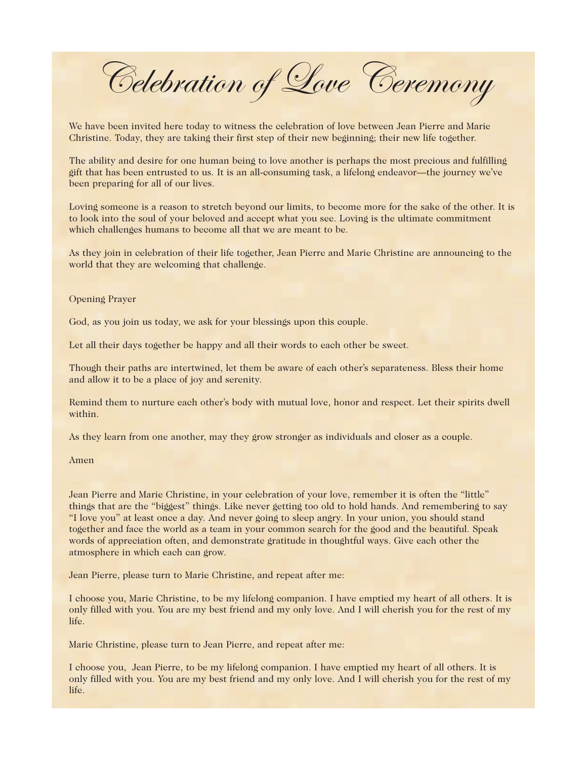# Celebration of Love Ceremony

We have been invited here today to witness the celebration of love between Jean Pierre and Marie Christine. Today, they are taking their first step of their new beginning; their new life together.

The ability and desire for one human being to love another is perhaps the most precious and fulfilling gift that has been entrusted to us. It is an all-consuming task, a lifelong endeavor—the journey we've been preparing for all of our lives.

Loving someone is a reason to stretch beyond our limits, to become more for the sake of the other. It is to look into the soul of your beloved and accept what you see. Loving is the ultimate commitment which challenges humans to become all that we are meant to be.

As they join in celebration of their life together, Jean Pierre and Marie Christine are announcing to the world that they are welcoming that challenge.

Opening Prayer

God, as you join us today, we ask for your blessings upon this couple.

Let all their days together be happy and all their words to each other be sweet.

Though their paths are intertwined, let them be aware of each other's separateness. Bless their home and allow it to be a place of joy and serenity.

Remind them to nurture each other's body with mutual love, honor and respect. Let their spirits dwell within.

As they learn from one another, may they grow stronger as individuals and closer as a couple.

Amen

Jean Pierre and Marie Christine, in your celebration of your love, remember it is often the "little" things that are the "biggest" things. Like never getting too old to hold hands. And remembering to say "I love you" at least once a day. And never going to sleep angry. In your union, you should stand together and face the world as a team in your common search for the good and the beautiful. Speak words of appreciation often, and demonstrate gratitude in thoughtful ways. Give each other the atmosphere in which each can grow.

Jean Pierre, please turn to Marie Christine, and repeat after me:

I choose you, Marie Christine, to be my lifelong companion. I have emptied my heart of all others. It is only filled with you. You are my best friend and my only love. And I will cherish you for the rest of my life.

Marie Christine, please turn to Jean Pierre, and repeat after me:

I choose you, Jean Pierre, to be my lifelong companion. I have emptied my heart of all others. It is only filled with you. You are my best friend and my only love. And I will cherish you for the rest of my life.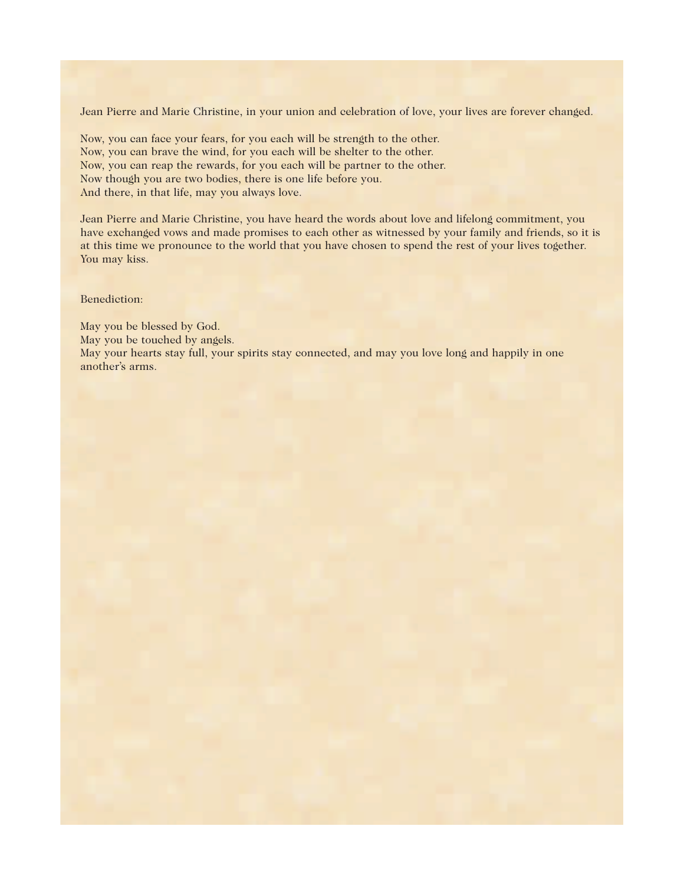Jean Pierre and Marie Christine, in your union and celebration of love, your lives are forever changed.

Now, you can face your fears, for you each will be strength to the other.
Now, you can brave the wind, for you each will be shelter to the other.
Now, you can reap the rewards, for you each will be partner to the other.
Now though you are two bodies, there is one life before you.
And there, in that life, may you always love.

Jean Pierre and Marie Christine, you have heard the words about love and lifelong commitment, you have exchanged vows and made promises to each other as witnessed by your family and friends, so it is at this time we pronounce to the world that you have chosen to spend the rest of your lives together. You may kiss.

Benediction:

May you be blessed by God.
May you be touched by angels.
May your hearts stay full, your spirits stay connected, and may you love long and happily in one another's arms.